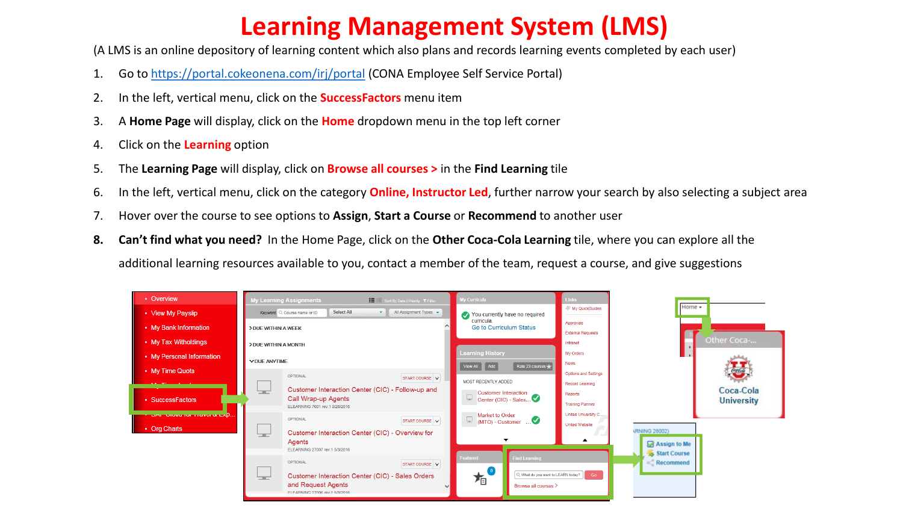# Learning Management System (LMS)

(A LMS is an online depository of learning content which also plans and records learning events completed by each user)

1. Go to https://portal.cokeonena.com/irj/portal (CONA Employee Self Service Portal)
2. In the left, vertical menu, click on the **SuccessFactors** menu item
3. A **Home Page** will display, click on the **Home** dropdown menu in the top left corner
4. Click on the **Learning** option
5. The **Learning Page** will display, click on **Browse all courses >** in the **Find Learning** tile
6. In the left, vertical menu, click on the category **Online, Instructor Led**, further narrow your search by also selecting a subject area
7. Hover over the course to see options to **Assign**, **Start a Course** or **Recommend** to another user
8. **Can't find what you need?** In the Home Page, click on the **Other Coca-Cola Learning** tile, where you can explore all the additional learning resources available to you, contact a member of the team, request a course, and give suggestions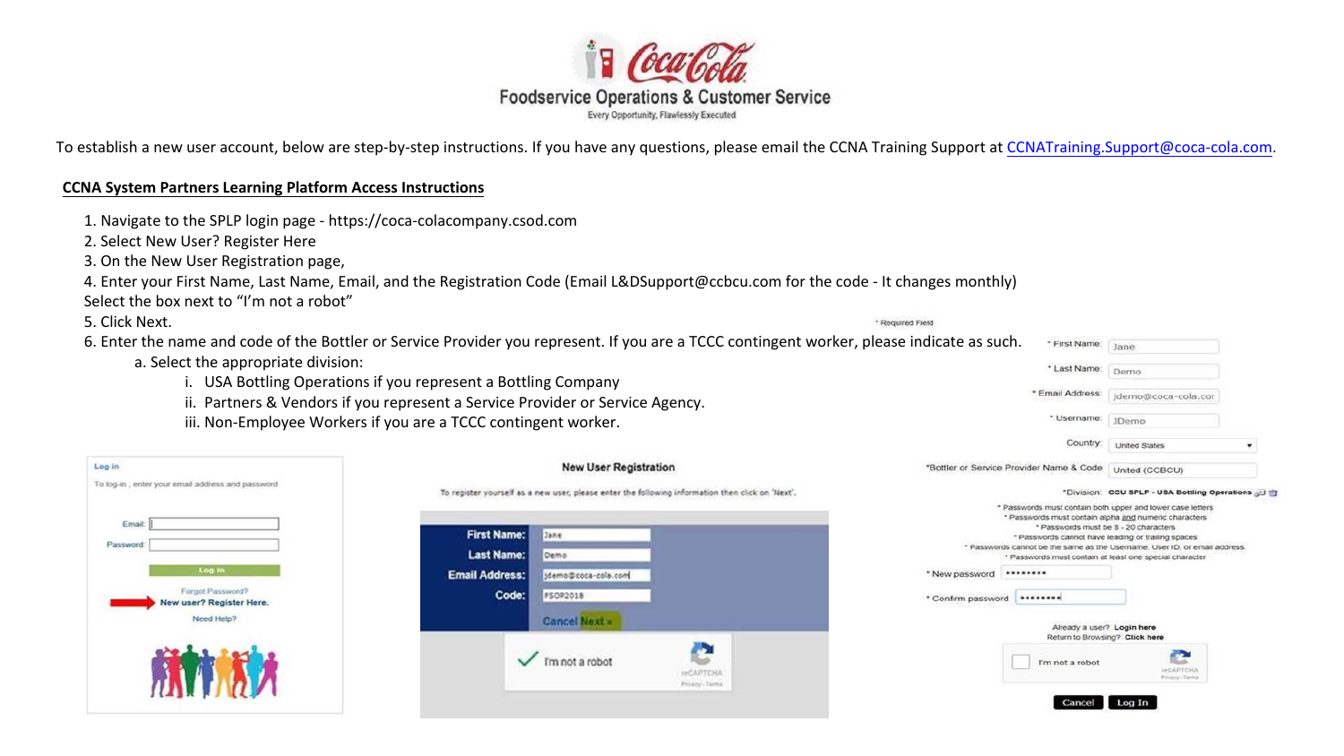Coca-Cola

Foodservice Operations & Customer Service

Every Opportunity, Flawlessly Executed

To establish a new user account, below are step-by-step instructions. If you have any questions, please email the CCNA Training Support at CCNATraining.Support@coca-cola.com.

**CCNA System Partners Learning Platform Access Instructions**

1. Navigate to the SPLP login page - https://coca-colacompany.csod.com
2. Select New User? Register Here
3. On the New User Registration page,
4. Enter your First Name, Last Name, Email, and the Registration Code (Email L&DSupport@ccbcu.com for the code - It changes monthly) Select the box next to "I'm not a robot"
5. Click Next.
6. Enter the name and code of the Bottler or Service Provider you represent. If you are a TCCC contingent worker, please indicate as such.
   a. Select the appropriate division:
      i. USA Bottling Operations if you represent a Bottling Company
      ii. Partners & Vendors if you represent a Service Provider or Service Agency.
      iii. Non-Employee Workers if you are a TCCC contingent worker.

Log in

To log-in , enter your email address and password

Email:

Password:

Log In

Forgot Password?

New user? Register Here.

Need Help?

New User Registration

To register yourself as a new user, please enter the following information then click on 'Next'.

First Name: Jane

Last Name: Demo

Email Address: jdemo@coca-cola.com

Code: FSOP2018

Cancel Next »

I'm not a robot

reCAPTCHA

Privacy - Terms

* Required Field

* First Name: Jane

* Last Name: Demo

* Email Address: jdemo@coca-cola.cor

* Username: JDemo

Country: United States

*Bottler or Service Provider Name & Code: United (CCBCU)

*Division: CCU SPLP - USA Bottling Operations

* Passwords must contain both upper and lower case letters

* Passwords must contain alpha and numeric characters

* Passwords must be 8 - 20 characters

* Passwords cannot have leading or trailing spaces

* Passwords cannot be the same as the Username, User ID, or email address.

* Passwords must contain at least one special character

* New password: ••••••••

* Confirm password: ••••••••

Already a user? Login here

Return to Browsing? Click here

I'm not a robot

reCAPTCHA

Privacy - Terms

Cancel Log In